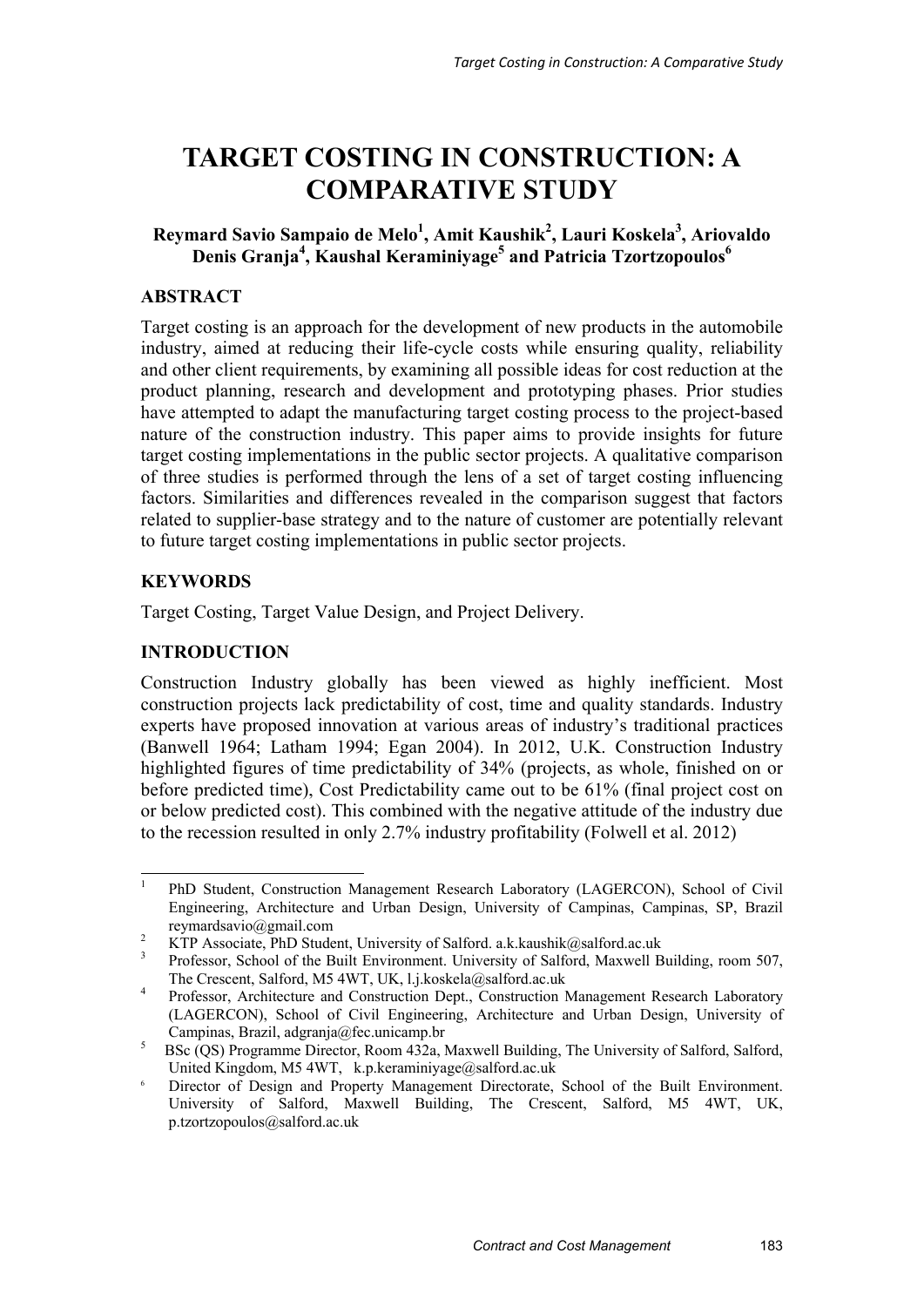# TARGET COSTING IN CONSTRUCTION: A COMPARATIVE STUDY

**Reymard Savio Sampaio de Melo[1], Amit Kaushik[2], Lauri Koskela[3], Ariovaldo Denis Granja[4], Kaushal Keraminiyage[5] and Patricia Tzortzopoulos[6]**

## ABSTRACT

Target costing is an approach for the development of new products in the automobile industry, aimed at reducing their life-cycle costs while ensuring quality, reliability and other client requirements, by examining all possible ideas for cost reduction at the product planning, research and development and prototyping phases. Prior studies have attempted to adapt the manufacturing target costing process to the project-based nature of the construction industry. This paper aims to provide insights for future target costing implementations in the public sector projects. A qualitative comparison of three studies is performed through the lens of a set of target costing influencing factors. Similarities and differences revealed in the comparison suggest that factors related to supplier-base strategy and to the nature of customer are potentially relevant to future target costing implementations in public sector projects.

## KEYWORDS

Target Costing, Target Value Design, and Project Delivery.

## INTRODUCTION

Construction Industry globally has been viewed as highly inefficient. Most construction projects lack predictability of cost, time and quality standards. Industry experts have proposed innovation at various areas of industry's traditional practices (Banwell 1964; Latham 1994; Egan 2004). In 2012, U.K. Construction Industry highlighted figures of time predictability of 34% (projects, as whole, finished on or before predicted time), Cost Predictability came out to be 61% (final project cost on or below predicted cost). This combined with the negative attitude of the industry due to the recession resulted in only 2.7% industry profitability (Folwell et al. 2012)

---

[1] PhD Student, Construction Management Research Laboratory (LAGERCON), School of Civil Engineering, Architecture and Urban Design, University of Campinas, Campinas, SP, Brazil reymardsavio@gmail.com

[2] KTP Associate, PhD Student, University of Salford. a.k.kaushik@salford.ac.uk

[3] Professor, School of the Built Environment. University of Salford, Maxwell Building, room 507, The Crescent, Salford, M5 4WT, UK, l.j.koskela@salford.ac.uk

[4] Professor, Architecture and Construction Dept., Construction Management Research Laboratory (LAGERCON), School of Civil Engineering, Architecture and Urban Design, University of Campinas, Brazil, adgranja@fec.unicamp.br

[5] BSc (QS) Programme Director, Room 432a, Maxwell Building, The University of Salford, Salford, United Kingdom, M5 4WT, k.p.keraminiyage@salford.ac.uk

[6] Director of Design and Property Management Directorate, School of the Built Environment. University of Salford, Maxwell Building, The Crescent, Salford, M5 4WT, UK, p.tzortzopoulos@salford.ac.uk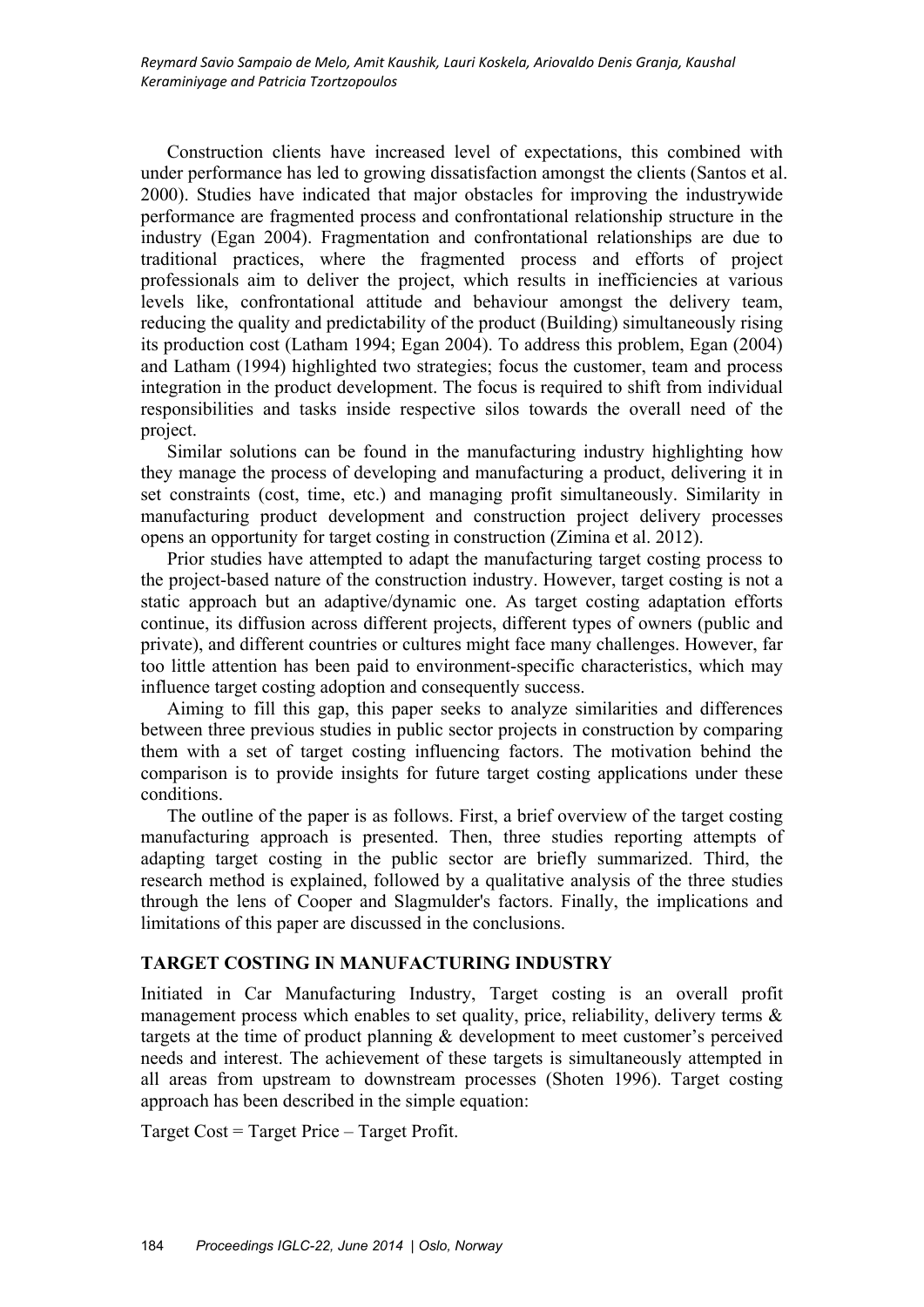Construction clients have increased level of expectations, this combined with under performance has led to growing dissatisfaction amongst the clients (Santos et al. 2000). Studies have indicated that major obstacles for improving the industrywide performance are fragmented process and confrontational relationship structure in the industry (Egan 2004). Fragmentation and confrontational relationships are due to traditional practices, where the fragmented process and efforts of project professionals aim to deliver the project, which results in inefficiencies at various levels like, confrontational attitude and behaviour amongst the delivery team, reducing the quality and predictability of the product (Building) simultaneously rising its production cost (Latham 1994; Egan 2004). To address this problem, Egan (2004) and Latham (1994) highlighted two strategies; focus the customer, team and process integration in the product development. The focus is required to shift from individual responsibilities and tasks inside respective silos towards the overall need of the project.

Similar solutions can be found in the manufacturing industry highlighting how they manage the process of developing and manufacturing a product, delivering it in set constraints (cost, time, etc.) and managing profit simultaneously. Similarity in manufacturing product development and construction project delivery processes opens an opportunity for target costing in construction (Zimina et al. 2012).

Prior studies have attempted to adapt the manufacturing target costing process to the project-based nature of the construction industry. However, target costing is not a static approach but an adaptive/dynamic one. As target costing adaptation efforts continue, its diffusion across different projects, different types of owners (public and private), and different countries or cultures might face many challenges. However, far too little attention has been paid to environment-specific characteristics, which may influence target costing adoption and consequently success.

Aiming to fill this gap, this paper seeks to analyze similarities and differences between three previous studies in public sector projects in construction by comparing them with a set of target costing influencing factors. The motivation behind the comparison is to provide insights for future target costing applications under these conditions.

The outline of the paper is as follows. First, a brief overview of the target costing manufacturing approach is presented. Then, three studies reporting attempts of adapting target costing in the public sector are briefly summarized. Third, the research method is explained, followed by a qualitative analysis of the three studies through the lens of Cooper and Slagmulder's factors. Finally, the implications and limitations of this paper are discussed in the conclusions.

## TARGET COSTING IN MANUFACTURING INDUSTRY

Initiated in Car Manufacturing Industry, Target costing is an overall profit management process which enables to set quality, price, reliability, delivery terms & targets at the time of product planning & development to meet customer's perceived needs and interest. The achievement of these targets is simultaneously attempted in all areas from upstream to downstream processes (Shoten 1996). Target costing approach has been described in the simple equation:

Target Cost = Target Price – Target Profit.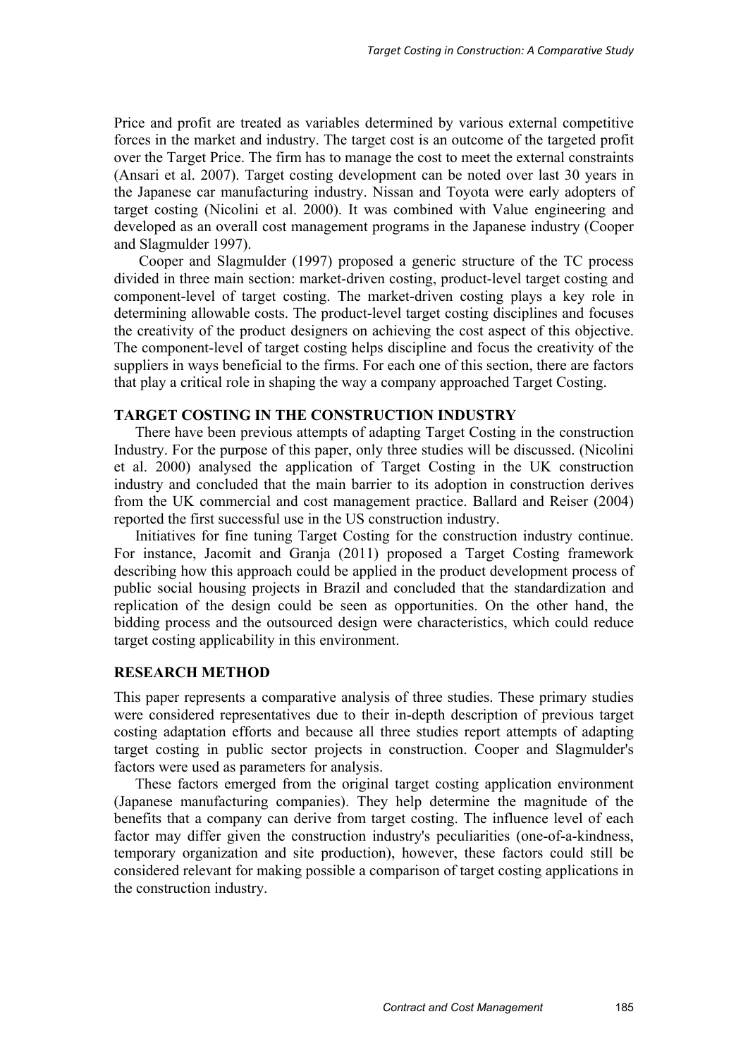Price and profit are treated as variables determined by various external competitive forces in the market and industry. The target cost is an outcome of the targeted profit over the Target Price. The firm has to manage the cost to meet the external constraints (Ansari et al. 2007). Target costing development can be noted over last 30 years in the Japanese car manufacturing industry. Nissan and Toyota were early adopters of target costing (Nicolini et al. 2000). It was combined with Value engineering and developed as an overall cost management programs in the Japanese industry (Cooper and Slagmulder 1997).

Cooper and Slagmulder (1997) proposed a generic structure of the TC process divided in three main section: market-driven costing, product-level target costing and component-level of target costing. The market-driven costing plays a key role in determining allowable costs. The product-level target costing disciplines and focuses the creativity of the product designers on achieving the cost aspect of this objective. The component-level of target costing helps discipline and focus the creativity of the suppliers in ways beneficial to the firms. For each one of this section, there are factors that play a critical role in shaping the way a company approached Target Costing.

## TARGET COSTING IN THE CONSTRUCTION INDUSTRY

There have been previous attempts of adapting Target Costing in the construction Industry. For the purpose of this paper, only three studies will be discussed. (Nicolini et al. 2000) analysed the application of Target Costing in the UK construction industry and concluded that the main barrier to its adoption in construction derives from the UK commercial and cost management practice. Ballard and Reiser (2004) reported the first successful use in the US construction industry.

Initiatives for fine tuning Target Costing for the construction industry continue. For instance, Jacomit and Granja (2011) proposed a Target Costing framework describing how this approach could be applied in the product development process of public social housing projects in Brazil and concluded that the standardization and replication of the design could be seen as opportunities. On the other hand, the bidding process and the outsourced design were characteristics, which could reduce target costing applicability in this environment.

## RESEARCH METHOD

This paper represents a comparative analysis of three studies. These primary studies were considered representatives due to their in-depth description of previous target costing adaptation efforts and because all three studies report attempts of adapting target costing in public sector projects in construction. Cooper and Slagmulder's factors were used as parameters for analysis.

These factors emerged from the original target costing application environment (Japanese manufacturing companies). They help determine the magnitude of the benefits that a company can derive from target costing. The influence level of each factor may differ given the construction industry's peculiarities (one-of-a-kindness, temporary organization and site production), however, these factors could still be considered relevant for making possible a comparison of target costing applications in the construction industry.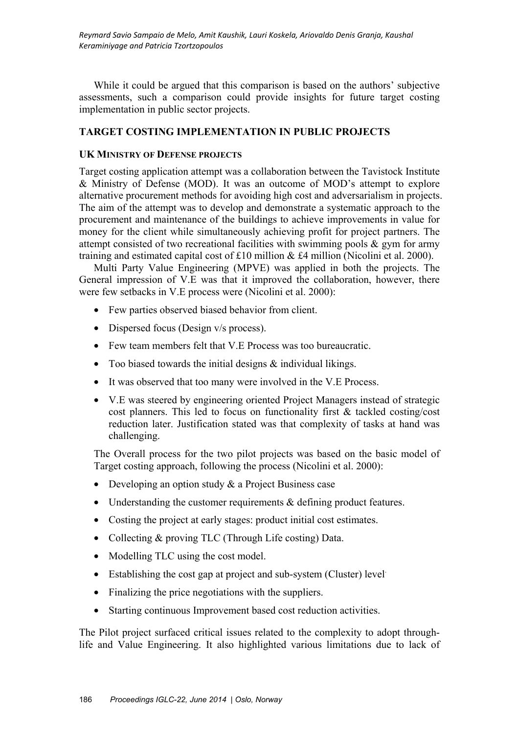While it could be argued that this comparison is based on the authors' subjective assessments, such a comparison could provide insights for future target costing implementation in public sector projects.

## TARGET COSTING IMPLEMENTATION IN PUBLIC PROJECTS

### UK MINISTRY OF DEFENSE PROJECTS

Target costing application attempt was a collaboration between the Tavistock Institute & Ministry of Defense (MOD). It was an outcome of MOD's attempt to explore alternative procurement methods for avoiding high cost and adversarialism in projects. The aim of the attempt was to develop and demonstrate a systematic approach to the procurement and maintenance of the buildings to achieve improvements in value for money for the client while simultaneously achieving profit for project partners. The attempt consisted of two recreational facilities with swimming pools & gym for army training and estimated capital cost of £10 million & £4 million (Nicolini et al. 2000).

Multi Party Value Engineering (MPVE) was applied in both the projects. The General impression of V.E was that it improved the collaboration, however, there were few setbacks in V.E process were (Nicolini et al. 2000):

- Few parties observed biased behavior from client.
- Dispersed focus (Design v/s process).
- Few team members felt that V.E Process was too bureaucratic.
- Too biased towards the initial designs & individual likings.
- It was observed that too many were involved in the V.E Process.
- V.E was steered by engineering oriented Project Managers instead of strategic cost planners. This led to focus on functionality first & tackled costing/cost reduction later. Justification stated was that complexity of tasks at hand was challenging.

The Overall process for the two pilot projects was based on the basic model of Target costing approach, following the process (Nicolini et al. 2000):

- Developing an option study & a Project Business case
- Understanding the customer requirements & defining product features.
- Costing the project at early stages: product initial cost estimates.
- Collecting & proving TLC (Through Life costing) Data.
- Modelling TLC using the cost model.
- Establishing the cost gap at project and sub-system (Cluster) level.
- Finalizing the price negotiations with the suppliers.
- Starting continuous Improvement based cost reduction activities.

The Pilot project surfaced critical issues related to the complexity to adopt through-life and Value Engineering. It also highlighted various limitations due to lack of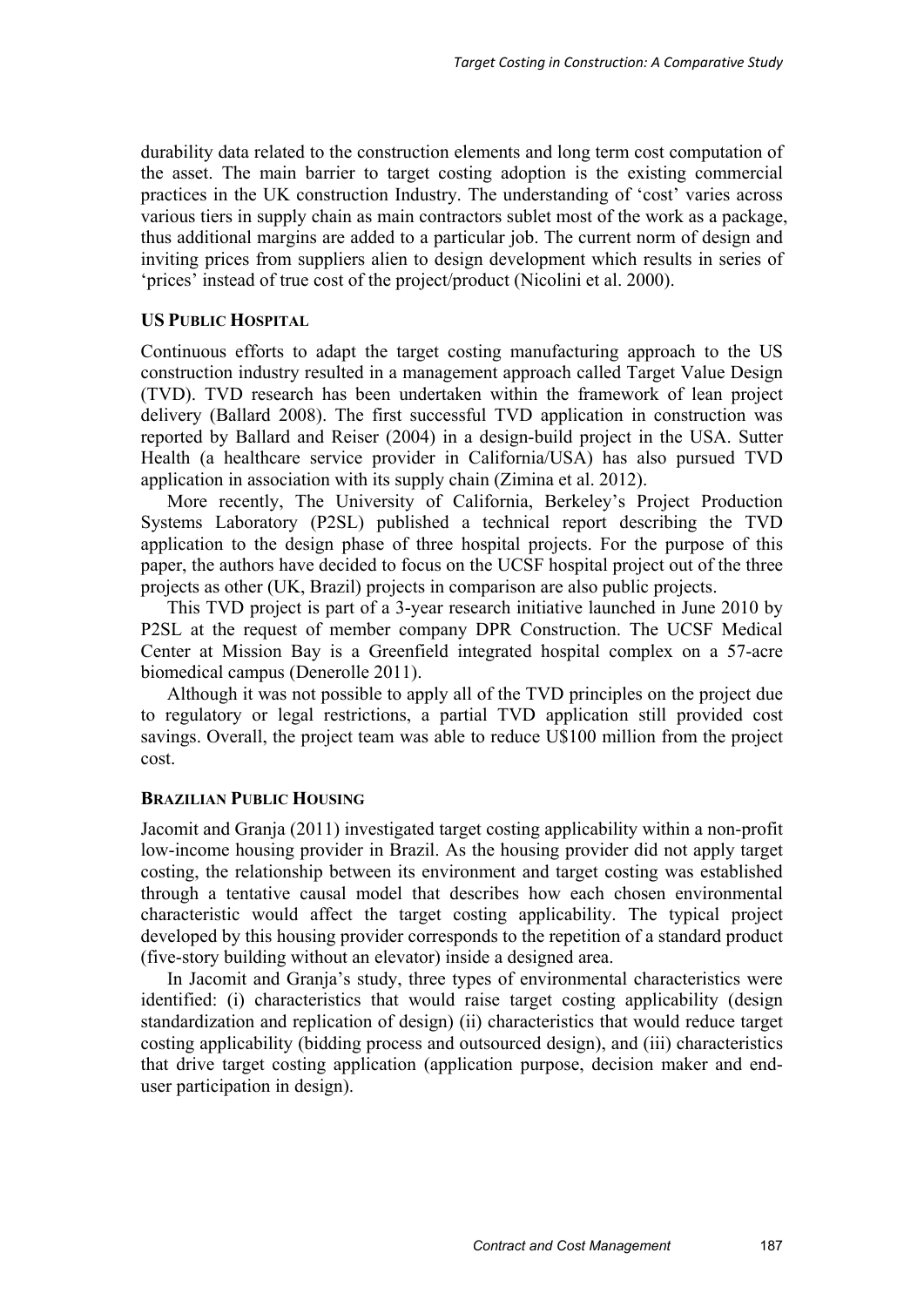durability data related to the construction elements and long term cost computation of the asset. The main barrier to target costing adoption is the existing commercial practices in the UK construction Industry. The understanding of 'cost' varies across various tiers in supply chain as main contractors sublet most of the work as a package, thus additional margins are added to a particular job. The current norm of design and inviting prices from suppliers alien to design development which results in series of 'prices' instead of true cost of the project/product (Nicolini et al. 2000).

### US PUBLIC HOSPITAL

Continuous efforts to adapt the target costing manufacturing approach to the US construction industry resulted in a management approach called Target Value Design (TVD). TVD research has been undertaken within the framework of lean project delivery (Ballard 2008). The first successful TVD application in construction was reported by Ballard and Reiser (2004) in a design-build project in the USA. Sutter Health (a healthcare service provider in California/USA) has also pursued TVD application in association with its supply chain (Zimina et al. 2012).

More recently, The University of California, Berkeley's Project Production Systems Laboratory (P2SL) published a technical report describing the TVD application to the design phase of three hospital projects. For the purpose of this paper, the authors have decided to focus on the UCSF hospital project out of the three projects as other (UK, Brazil) projects in comparison are also public projects.

This TVD project is part of a 3-year research initiative launched in June 2010 by P2SL at the request of member company DPR Construction. The UCSF Medical Center at Mission Bay is a Greenfield integrated hospital complex on a 57-acre biomedical campus (Denerolle 2011).

Although it was not possible to apply all of the TVD principles on the project due to regulatory or legal restrictions, a partial TVD application still provided cost savings. Overall, the project team was able to reduce U$100 million from the project cost.

### BRAZILIAN PUBLIC HOUSING

Jacomit and Granja (2011) investigated target costing applicability within a non-profit low-income housing provider in Brazil. As the housing provider did not apply target costing, the relationship between its environment and target costing was established through a tentative causal model that describes how each chosen environmental characteristic would affect the target costing applicability. The typical project developed by this housing provider corresponds to the repetition of a standard product (five-story building without an elevator) inside a designed area.

In Jacomit and Granja's study, three types of environmental characteristics were identified: (i) characteristics that would raise target costing applicability (design standardization and replication of design) (ii) characteristics that would reduce target costing applicability (bidding process and outsourced design), and (iii) characteristics that drive target costing application (application purpose, decision maker and end-user participation in design).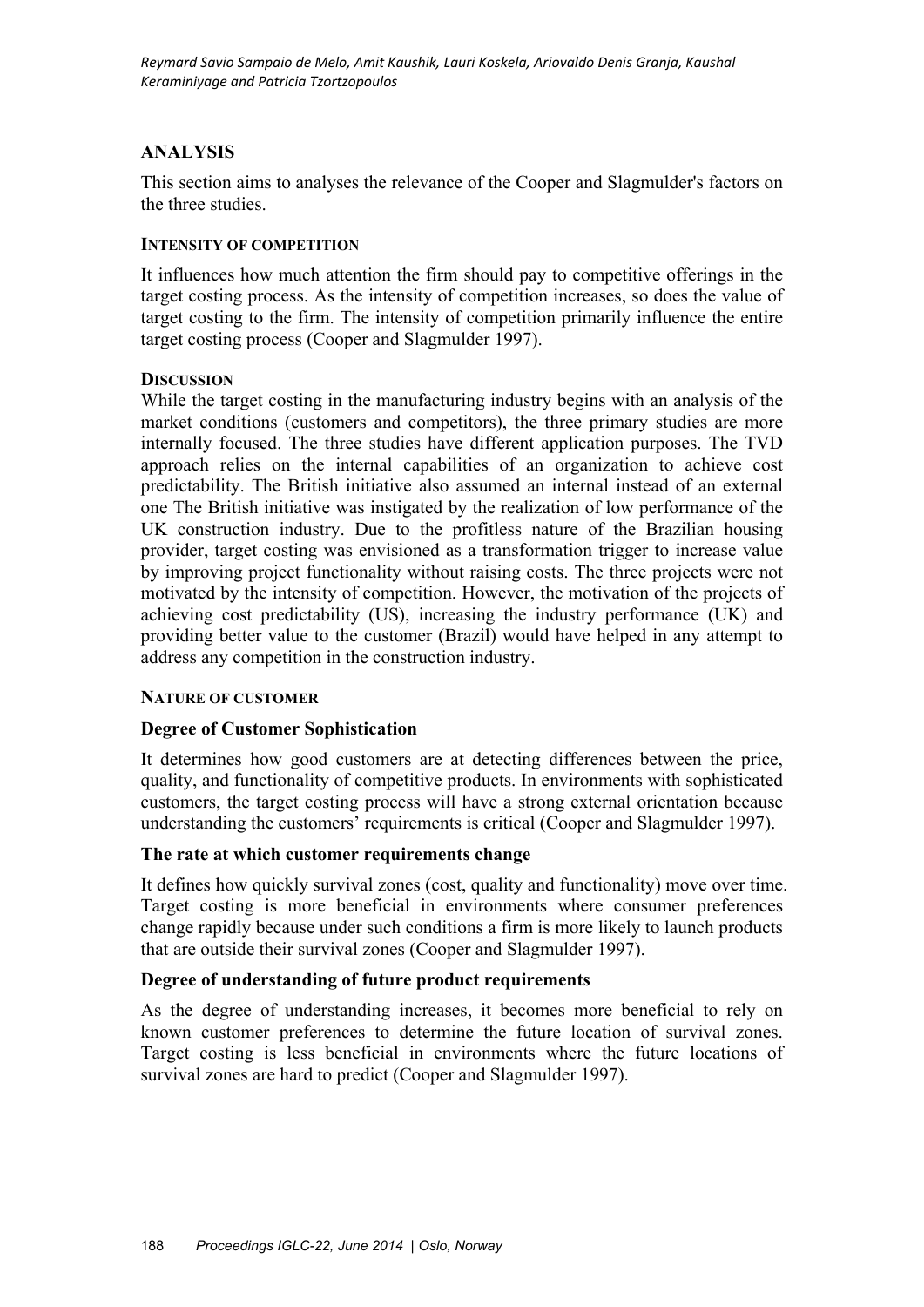## ANALYSIS

This section aims to analyses the relevance of the Cooper and Slagmulder's factors on the three studies.

### INTENSITY OF COMPETITION

It influences how much attention the firm should pay to competitive offerings in the target costing process. As the intensity of competition increases, so does the value of target costing to the firm. The intensity of competition primarily influence the entire target costing process (Cooper and Slagmulder 1997).

### DISCUSSION

While the target costing in the manufacturing industry begins with an analysis of the market conditions (customers and competitors), the three primary studies are more internally focused. The three studies have different application purposes. The TVD approach relies on the internal capabilities of an organization to achieve cost predictability. The British initiative also assumed an internal instead of an external one The British initiative was instigated by the realization of low performance of the UK construction industry. Due to the profitless nature of the Brazilian housing provider, target costing was envisioned as a transformation trigger to increase value by improving project functionality without raising costs. The three projects were not motivated by the intensity of competition. However, the motivation of the projects of achieving cost predictability (US), increasing the industry performance (UK) and providing better value to the customer (Brazil) would have helped in any attempt to address any competition in the construction industry.

### NATURE OF CUSTOMER

#### Degree of Customer Sophistication

It determines how good customers are at detecting differences between the price, quality, and functionality of competitive products. In environments with sophisticated customers, the target costing process will have a strong external orientation because understanding the customers' requirements is critical (Cooper and Slagmulder 1997).

#### The rate at which customer requirements change

It defines how quickly survival zones (cost, quality and functionality) move over time. Target costing is more beneficial in environments where consumer preferences change rapidly because under such conditions a firm is more likely to launch products that are outside their survival zones (Cooper and Slagmulder 1997).

#### Degree of understanding of future product requirements

As the degree of understanding increases, it becomes more beneficial to rely on known customer preferences to determine the future location of survival zones. Target costing is less beneficial in environments where the future locations of survival zones are hard to predict (Cooper and Slagmulder 1997).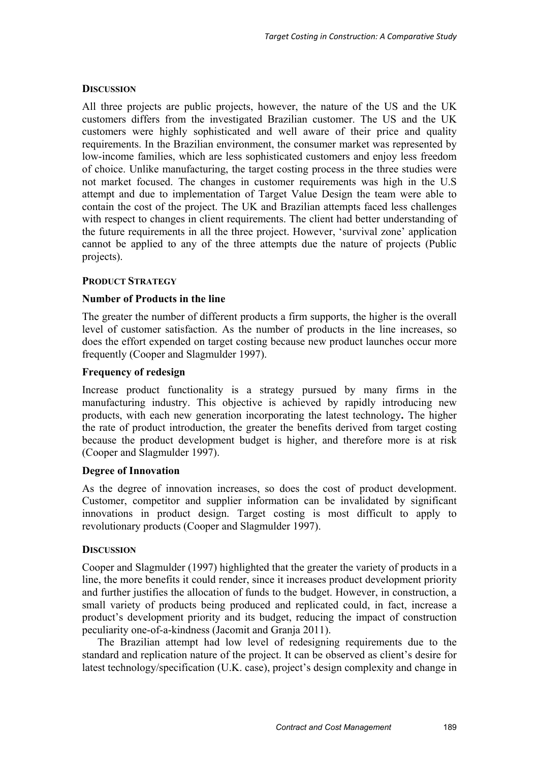### DISCUSSION

All three projects are public projects, however, the nature of the US and the UK customers differs from the investigated Brazilian customer. The US and the UK customers were highly sophisticated and well aware of their price and quality requirements. In the Brazilian environment, the consumer market was represented by low-income families, which are less sophisticated customers and enjoy less freedom of choice. Unlike manufacturing, the target costing process in the three studies were not market focused. The changes in customer requirements was high in the U.S attempt and due to implementation of Target Value Design the team were able to contain the cost of the project. The UK and Brazilian attempts faced less challenges with respect to changes in client requirements. The client had better understanding of the future requirements in all the three project. However, 'survival zone' application cannot be applied to any of the three attempts due the nature of projects (Public projects).

### PRODUCT STRATEGY

#### Number of Products in the line

The greater the number of different products a firm supports, the higher is the overall level of customer satisfaction. As the number of products in the line increases, so does the effort expended on target costing because new product launches occur more frequently (Cooper and Slagmulder 1997).

#### Frequency of redesign

Increase product functionality is a strategy pursued by many firms in the manufacturing industry. This objective is achieved by rapidly introducing new products, with each new generation incorporating the latest technology**.** The higher the rate of product introduction, the greater the benefits derived from target costing because the product development budget is higher, and therefore more is at risk (Cooper and Slagmulder 1997).

#### Degree of Innovation

As the degree of innovation increases, so does the cost of product development. Customer, competitor and supplier information can be invalidated by significant innovations in product design. Target costing is most difficult to apply to revolutionary products (Cooper and Slagmulder 1997).

### DISCUSSION

Cooper and Slagmulder (1997) highlighted that the greater the variety of products in a line, the more benefits it could render, since it increases product development priority and further justifies the allocation of funds to the budget. However, in construction, a small variety of products being produced and replicated could, in fact, increase a product's development priority and its budget, reducing the impact of construction peculiarity one-of-a-kindness (Jacomit and Granja 2011).

The Brazilian attempt had low level of redesigning requirements due to the standard and replication nature of the project. It can be observed as client's desire for latest technology/specification (U.K. case), project's design complexity and change in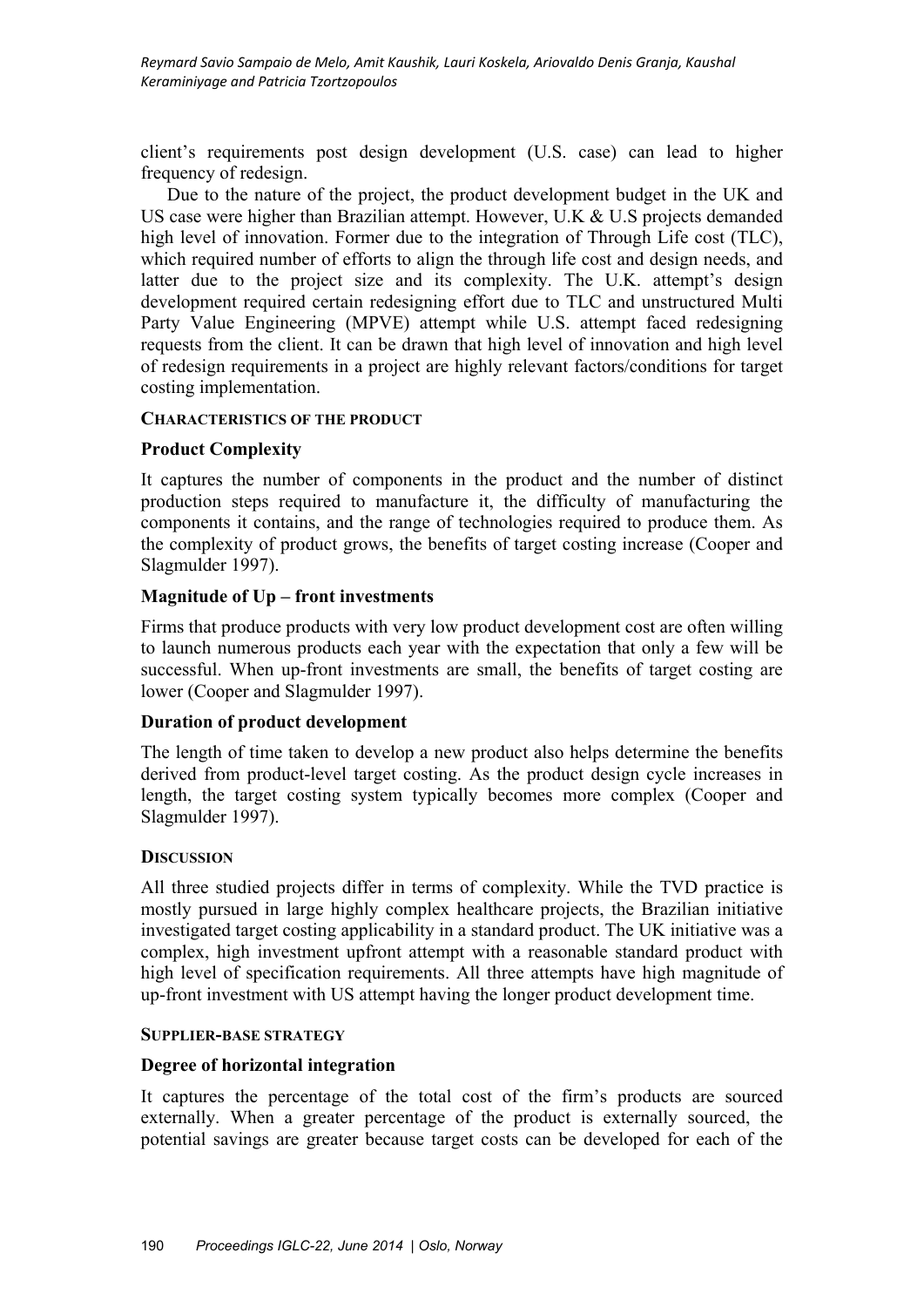client's requirements post design development (U.S. case) can lead to higher frequency of redesign.

Due to the nature of the project, the product development budget in the UK and US case were higher than Brazilian attempt. However, U.K & U.S projects demanded high level of innovation. Former due to the integration of Through Life cost (TLC), which required number of efforts to align the through life cost and design needs, and latter due to the project size and its complexity. The U.K. attempt's design development required certain redesigning effort due to TLC and unstructured Multi Party Value Engineering (MPVE) attempt while U.S. attempt faced redesigning requests from the client. It can be drawn that high level of innovation and high level of redesign requirements in a project are highly relevant factors/conditions for target costing implementation.

#### CHARACTERISTICS OF THE PRODUCT

### Product Complexity

It captures the number of components in the product and the number of distinct production steps required to manufacture it, the difficulty of manufacturing the components it contains, and the range of technologies required to produce them. As the complexity of product grows, the benefits of target costing increase (Cooper and Slagmulder 1997).

### Magnitude of Up – front investments

Firms that produce products with very low product development cost are often willing to launch numerous products each year with the expectation that only a few will be successful. When up-front investments are small, the benefits of target costing are lower (Cooper and Slagmulder 1997).

### Duration of product development

The length of time taken to develop a new product also helps determine the benefits derived from product-level target costing. As the product design cycle increases in length, the target costing system typically becomes more complex (Cooper and Slagmulder 1997).

#### DISCUSSION

All three studied projects differ in terms of complexity. While the TVD practice is mostly pursued in large highly complex healthcare projects, the Brazilian initiative investigated target costing applicability in a standard product. The UK initiative was a complex, high investment upfront attempt with a reasonable standard product with high level of specification requirements. All three attempts have high magnitude of up-front investment with US attempt having the longer product development time.

#### SUPPLIER-BASE STRATEGY

### Degree of horizontal integration

It captures the percentage of the total cost of the firm's products are sourced externally. When a greater percentage of the product is externally sourced, the potential savings are greater because target costs can be developed for each of the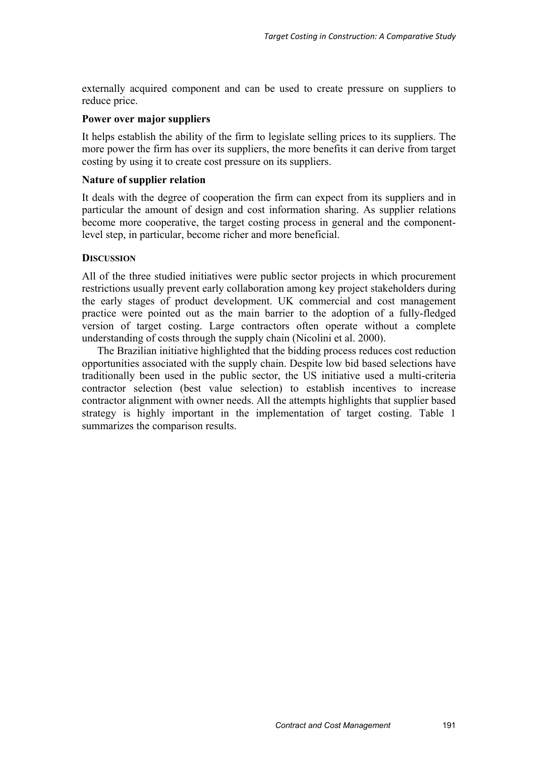externally acquired component and can be used to create pressure on suppliers to reduce price.

**Power over major suppliers**

It helps establish the ability of the firm to legislate selling prices to its suppliers. The more power the firm has over its suppliers, the more benefits it can derive from target costing by using it to create cost pressure on its suppliers.

**Nature of supplier relation**

It deals with the degree of cooperation the firm can expect from its suppliers and in particular the amount of design and cost information sharing. As supplier relations become more cooperative, the target costing process in general and the component-level step, in particular, become richer and more beneficial.

## DISCUSSION

All of the three studied initiatives were public sector projects in which procurement restrictions usually prevent early collaboration among key project stakeholders during the early stages of product development. UK commercial and cost management practice were pointed out as the main barrier to the adoption of a fully-fledged version of target costing. Large contractors often operate without a complete understanding of costs through the supply chain (Nicolini et al. 2000).

The Brazilian initiative highlighted that the bidding process reduces cost reduction opportunities associated with the supply chain. Despite low bid based selections have traditionally been used in the public sector, the US initiative used a multi-criteria contractor selection (best value selection) to establish incentives to increase contractor alignment with owner needs. All the attempts highlights that supplier based strategy is highly important in the implementation of target costing. Table 1 summarizes the comparison results.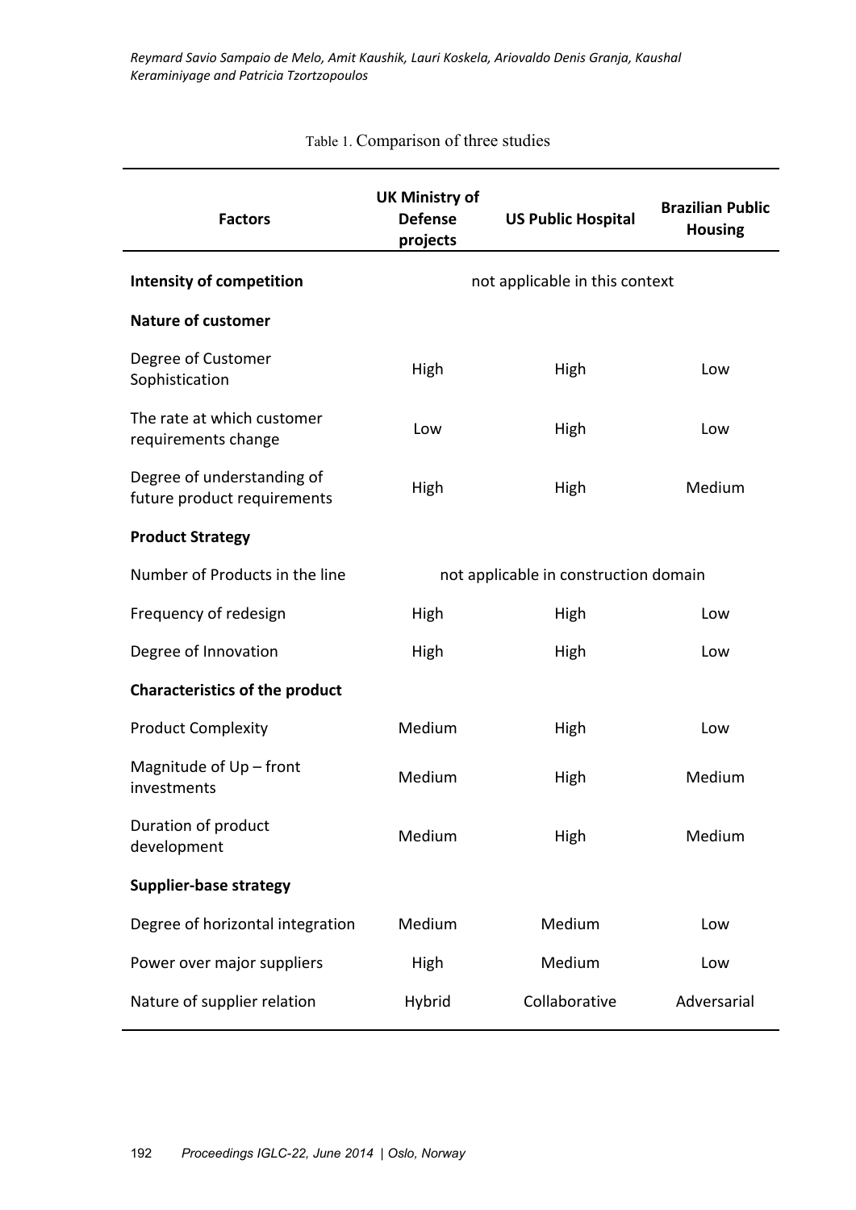Table 1. Comparison of three studies

| Factors | UK Ministry of Defense projects | US Public Hospital | Brazilian Public Housing |
|---|---|---|---|
| **Intensity of competition** | not applicable in this context | | |
| **Nature of customer** | | | |
| Degree of Customer Sophistication | High | High | Low |
| The rate at which customer requirements change | Low | High | Low |
| Degree of understanding of future product requirements | High | High | Medium |
| **Product Strategy** | | | |
| Number of Products in the line | not applicable in construction domain | | |
| Frequency of redesign | High | High | Low |
| Degree of Innovation | High | High | Low |
| **Characteristics of the product** | | | |
| Product Complexity | Medium | High | Low |
| Magnitude of Up – front investments | Medium | High | Medium |
| Duration of product development | Medium | High | Medium |
| **Supplier-base strategy** | | | |
| Degree of horizontal integration | Medium | Medium | Low |
| Power over major suppliers | High | Medium | Low |
| Nature of supplier relation | Hybrid | Collaborative | Adversarial |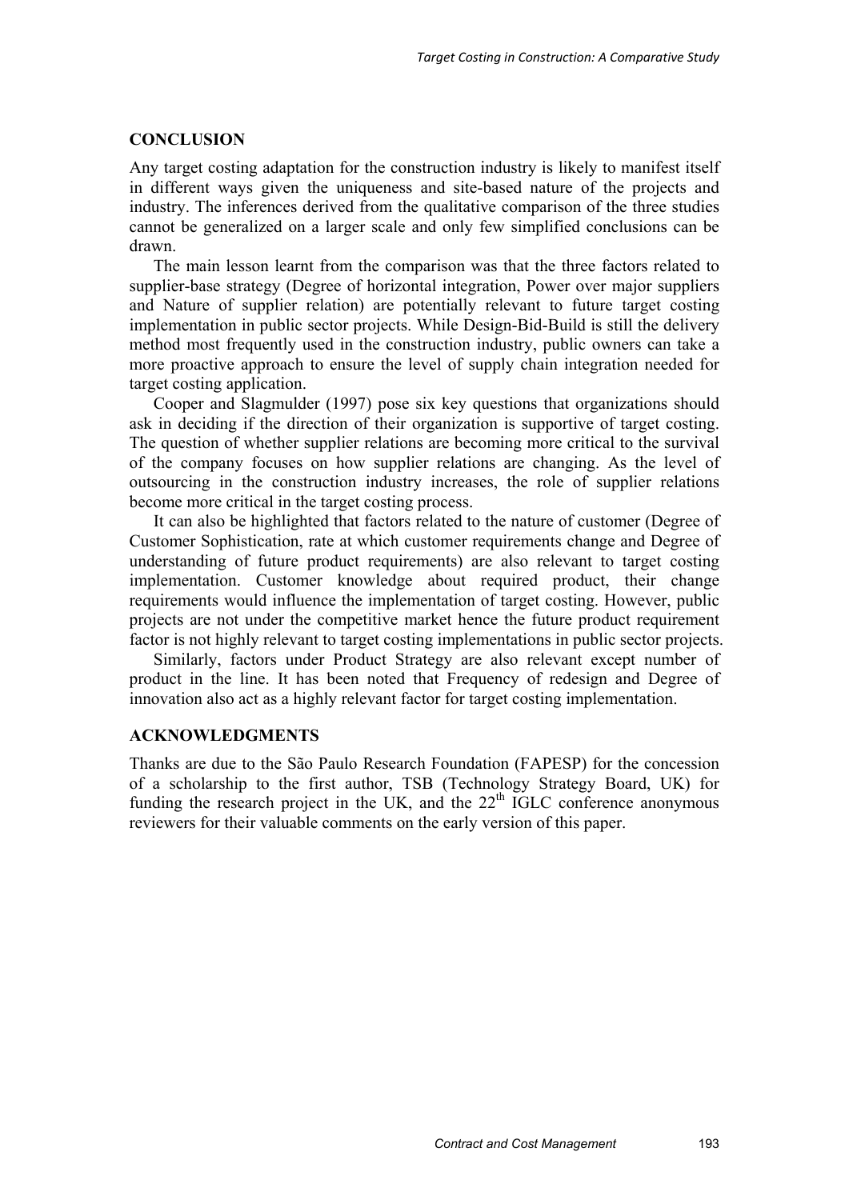## CONCLUSION

Any target costing adaptation for the construction industry is likely to manifest itself in different ways given the uniqueness and site-based nature of the projects and industry. The inferences derived from the qualitative comparison of the three studies cannot be generalized on a larger scale and only few simplified conclusions can be drawn.

The main lesson learnt from the comparison was that the three factors related to supplier-base strategy (Degree of horizontal integration, Power over major suppliers and Nature of supplier relation) are potentially relevant to future target costing implementation in public sector projects. While Design-Bid-Build is still the delivery method most frequently used in the construction industry, public owners can take a more proactive approach to ensure the level of supply chain integration needed for target costing application.

Cooper and Slagmulder (1997) pose six key questions that organizations should ask in deciding if the direction of their organization is supportive of target costing. The question of whether supplier relations are becoming more critical to the survival of the company focuses on how supplier relations are changing. As the level of outsourcing in the construction industry increases, the role of supplier relations become more critical in the target costing process.

It can also be highlighted that factors related to the nature of customer (Degree of Customer Sophistication, rate at which customer requirements change and Degree of understanding of future product requirements) are also relevant to target costing implementation. Customer knowledge about required product, their change requirements would influence the implementation of target costing. However, public projects are not under the competitive market hence the future product requirement factor is not highly relevant to target costing implementations in public sector projects.

Similarly, factors under Product Strategy are also relevant except number of product in the line. It has been noted that Frequency of redesign and Degree of innovation also act as a highly relevant factor for target costing implementation.

## ACKNOWLEDGMENTS

Thanks are due to the São Paulo Research Foundation (FAPESP) for the concession of a scholarship to the first author, TSB (Technology Strategy Board, UK) for funding the research project in the UK, and the 22nd IGLC conference anonymous reviewers for their valuable comments on the early version of this paper.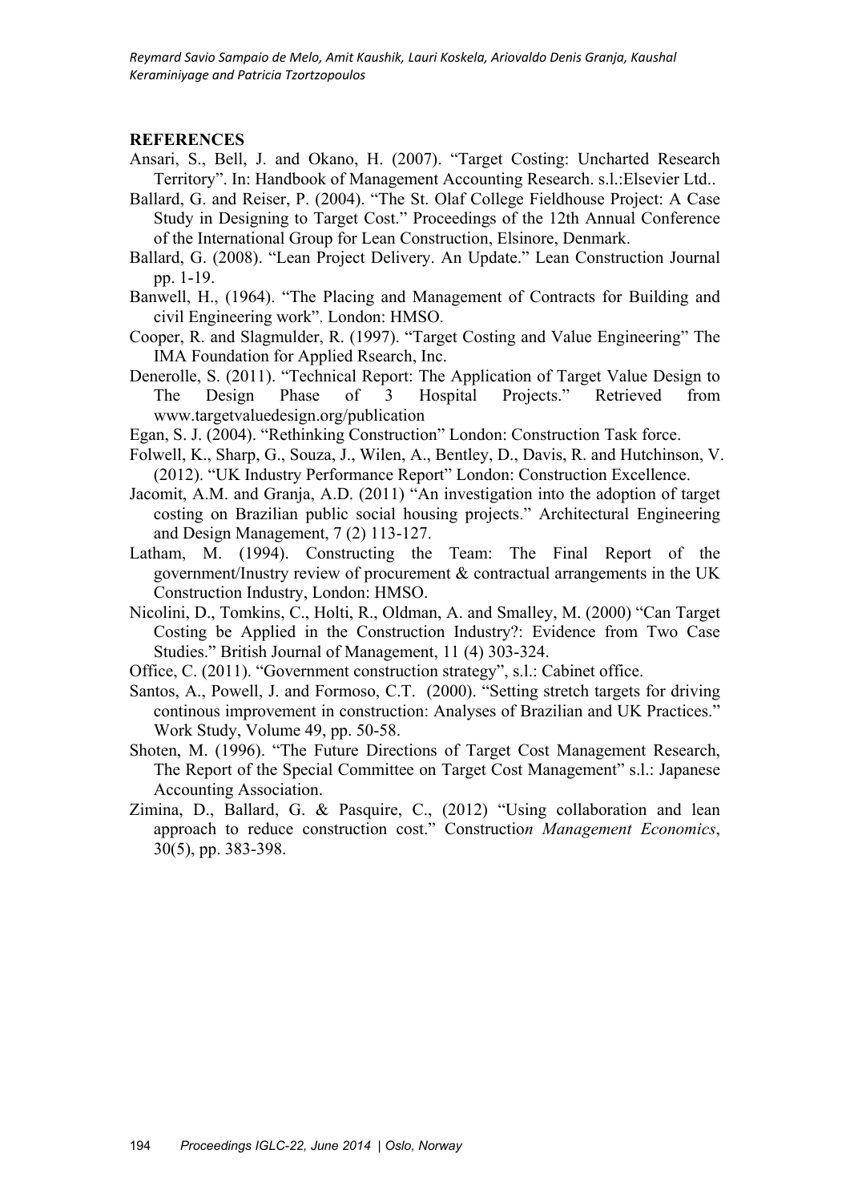## REFERENCES

Ansari, S., Bell, J. and Okano, H. (2007). "Target Costing: Uncharted Research Territory". In: Handbook of Management Accounting Research. s.l.:Elsevier Ltd..

Ballard, G. and Reiser, P. (2004). "The St. Olaf College Fieldhouse Project: A Case Study in Designing to Target Cost." Proceedings of the 12th Annual Conference of the International Group for Lean Construction, Elsinore, Denmark.

Ballard, G. (2008). "Lean Project Delivery. An Update." Lean Construction Journal pp. 1-19.

Banwell, H., (1964). "The Placing and Management of Contracts for Building and civil Engineering work". London: HMSO.

Cooper, R. and Slagmulder, R. (1997). "Target Costing and Value Engineering" The IMA Foundation for Applied Rsearch, Inc.

Denerolle, S. (2011). "Technical Report: The Application of Target Value Design to The Design Phase of 3 Hospital Projects." Retrieved from www.targetvaluedesign.org/publication

Egan, S. J. (2004). "Rethinking Construction" London: Construction Task force.

Folwell, K., Sharp, G., Souza, J., Wilen, A., Bentley, D., Davis, R. and Hutchinson, V. (2012). "UK Industry Performance Report" London: Construction Excellence.

Jacomit, A.M. and Granja, A.D. (2011) "An investigation into the adoption of target costing on Brazilian public social housing projects." Architectural Engineering and Design Management, 7 (2) 113-127.

Latham, M. (1994). Constructing the Team: The Final Report of the government/Inustry review of procurement & contractual arrangements in the UK Construction Industry, London: HMSO.

Nicolini, D., Tomkins, C., Holti, R., Oldman, A. and Smalley, M. (2000) "Can Target Costing be Applied in the Construction Industry?: Evidence from Two Case Studies." British Journal of Management, 11 (4) 303-324.

Office, C. (2011). "Government construction strategy", s.l.: Cabinet office.

Santos, A., Powell, J. and Formoso, C.T. (2000). "Setting stretch targets for driving continous improvement in construction: Analyses of Brazilian and UK Practices." Work Study, Volume 49, pp. 50-58.

Shoten, M. (1996). "The Future Directions of Target Cost Management Research, The Report of the Special Committee on Target Cost Management" s.l.: Japanese Accounting Association.

Zimina, D., Ballard, G. & Pasquire, C., (2012) "Using collaboration and lean approach to reduce construction cost." Constructio*n Management Economics*, 30(5), pp. 383-398.